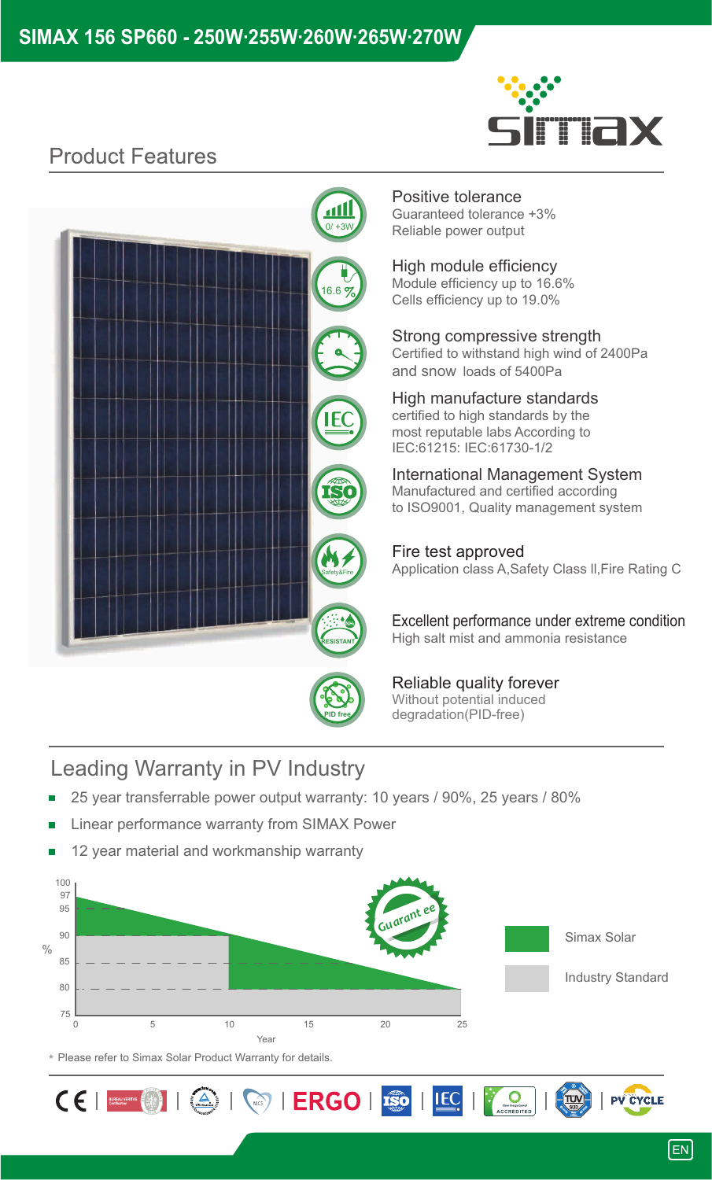# SIMAX 156 SP660 - 250W·255W·260W·265W·270W

## Product Features

**Positive tolerance**
Guaranteed tolerance +3%
Reliable power output

**High module efficiency**
Module efficiency up to 16.6%
Cells efficiency up to 19.0%

**Strong compressive strength**
Certified to withstand high wind of 2400Pa and snow loads of 5400Pa

**High manufacture standards**
certified to high standards by the most reputable labs According to IEC:61215: IEC:61730-1/2

**International Management System**
Manufactured and certified according to ISO9001, Quality management system

**Fire test approved**
Application class A,Safety Class Ⅱ,Fire Rating C

**Excellent performance under extreme condition**
High salt mist and ammonia resistance

**Reliable quality forever**
Without potential induced degradation(PID-free)

## Leading Warranty in PV Industry

- 25 year transferrable power output warranty: 10 years / 90%, 25 years / 80%
- Linear performance warranty from SIMAX Power
- 12 year material and workmanship warranty

\* Please refer to Simax Solar Product Warranty for details.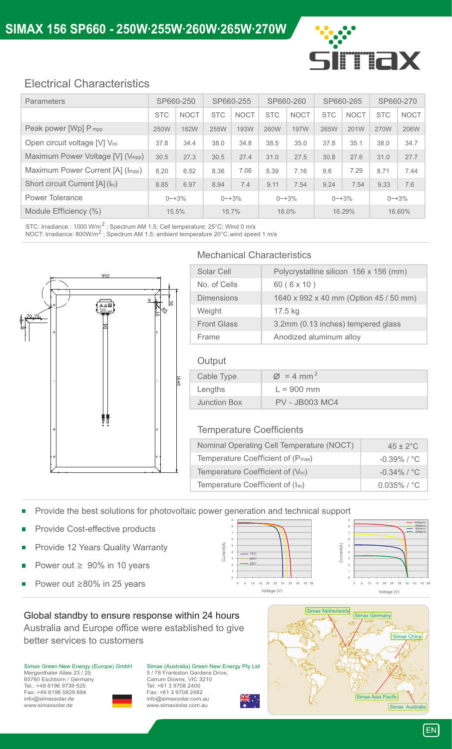# SIMAX 156 SP660 - 250W·255W·260W·265W·270W

## Electrical Characteristics

| Parameters | SP660-250 | | SP660-255 | | SP660-260 | | SP660-265 | | SP660-270 | |
|---|---|---|---|---|---|---|---|---|---|---|
| | STC | NOCT | STC | NOCT | STC | NOCT | STC | NOCT | STC | NOCT |
| Peak power [Wp] $P_{mpp}$ | 250W | 182W | 255W | 193W | 260W | 197W | 265W | 201W | 270W | 206W |
| Open circuit voltage [V] $V_{oc}$ | 37.8 | 34.4 | 38.0 | 34.8 | 38.5 | 35.0 | 37.8 | 35.1 | 38.0 | 34.7 |
| Maximum Power Voltage [V] ($V_{mpp}$) | 30.5 | 27.3 | 30.5 | 27.4 | 31.0 | 27.5 | 30.8 | 27.6 | 31.0 | 27.7 |
| Maximum Power Current [A] ($I_{mpp}$) | 8.20 | 6.52 | 8.36 | 7.06 | 8.39 | 7.16 | 8.6 | 7.29 | 8.71 | 7.44 |
| Short circuit Current [A] ($I_{sc}$) | 8.85 | 6.97 | 8.94 | 7.4 | 9.11 | 7.54 | 9.24 | 7.54 | 9.33 | 7.6 |
| Power Tolerance | 0~+3% | | 0~+3% | | 0~+3% | | 0~+3% | | 0~+3% | |
| Module Efficiency (%) | 15.5% | | 15.7% | | 16.0% | | 16.29% | | 16.60% | |

STC: Irradiance : 1000 W/m$^2$ ; Spectrum AM 1.5; Cell temperature: 25°C; Wind 0 m/s
NOCT: Irradiance: 800W/m$^2$ ; Spectrum AM 1.5; ambient temperature 20°C,wind speed 1 m/s

992
9
50
14
70 70
1640

## Mechanical Characteristics

| | |
|---|---|
| Solar Cell | Polycrystalline silicon 156 x 156 (mm) |
| No. of Cells | 60 ( 6 x 10 ) |
| Dimensions | 1640 x 992 x 40 mm (Option 45 / 50 mm) |
| Weight | 17.5 kg |
| Front Glass | 3.2mm (0.13 inches) tempered glass |
| Frame | Anodized aluminum alloy |

## Output

| | |
|---|---|
| Cable Type | Ø = 4 mm$^2$ |
| Lengths | L = 900 mm |
| Junction Box | PV - JB003 MC4 |

## Temperature Coefficients

| | |
|---|---|
| Nominal Operating Cell Temperature (NOCT) | 45 ± 2°C |
| Temperature Coefficient of ($P_{max}$) | -0.39% / °C |
| Temperature Coefficient of ($V_{oc}$) | -0.34% / °C |
| Temperature Coefficient of ($I_{sc}$) | 0.035% / °C |

- Provide the best solutions for photovoltaic power generation and technical support
- Provide Cost-effective products
- Provide 12 Years Quality Warranty
- Power out ≥ 90% in 10 years
- Power out ≥80% in 25 years

Current(A)
75°C
50°C
25°C
Voltage (V)

Current(A)
1000w/m²
800w/m²
600w/m²
400w/m²
Voltage (V)

Global standby to ensure response within 24 hours
Australia and Europe office were established to give better services to customers

Simax Green New Energy (Europe) GmbH
Mergenthaler Allee 23 / 25
65760 Eschborn / Germany
Tel.: +49 6196 9739 525
Fax: +49 6196 5929 684
info@simaxsolar.de
www.simaxsolar.de

Simax (Australia) Green New Energy Pty Ltd
5 / 78 Frankston Gardens Drive,
Carrum Downs, VIC 3210
Tel: +61 3 9708 2400
Fax: +61 3 9708 2482
info@simaxsolar.com.au
www.simaxsolar.com.au

Simax Netherlands
Simax Germany
Simax China
Simax Asia Pacific
Simax Australia

EN